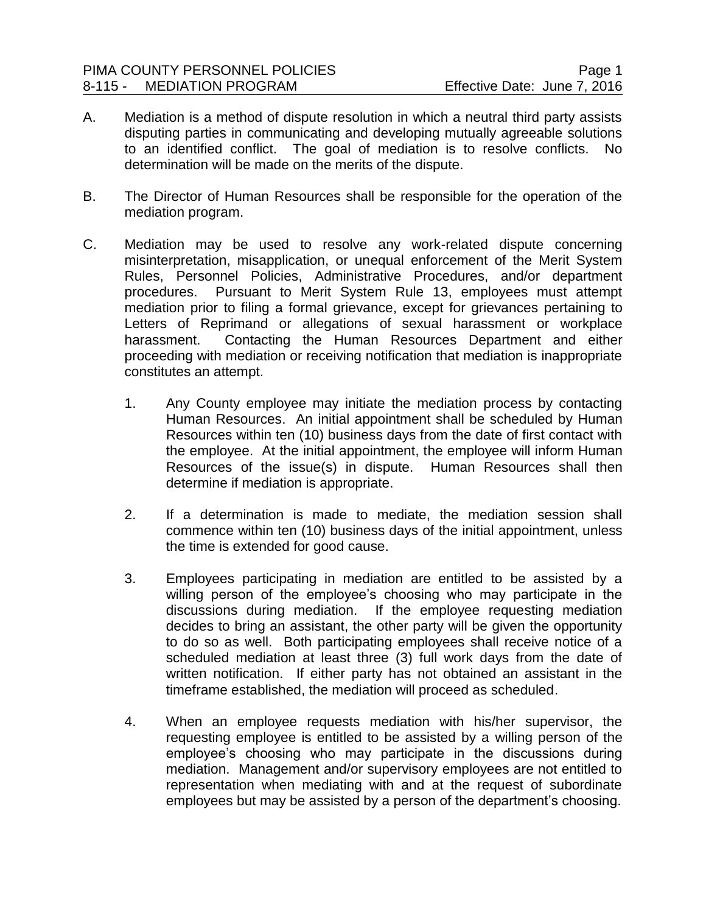A. Mediation is a method of dispute resolution in which a neutral third party assists disputing parties in communicating and developing mutually agreeable solutions to an identified conflict. The goal of mediation is to resolve conflicts. No determination will be made on the merits of the dispute.

B. The Director of Human Resources shall be responsible for the operation of the mediation program.

C. Mediation may be used to resolve any work-related dispute concerning misinterpretation, misapplication, or unequal enforcement of the Merit System Rules, Personnel Policies, Administrative Procedures, and/or department procedures. Pursuant to Merit System Rule 13, employees must attempt mediation prior to filing a formal grievance, except for grievances pertaining to Letters of Reprimand or allegations of sexual harassment or workplace harassment. Contacting the Human Resources Department and either proceeding with mediation or receiving notification that mediation is inappropriate constitutes an attempt.

   1. Any County employee may initiate the mediation process by contacting Human Resources. An initial appointment shall be scheduled by Human Resources within ten (10) business days from the date of first contact with the employee. At the initial appointment, the employee will inform Human Resources of the issue(s) in dispute. Human Resources shall then determine if mediation is appropriate.

   2. If a determination is made to mediate, the mediation session shall commence within ten (10) business days of the initial appointment, unless the time is extended for good cause.

   3. Employees participating in mediation are entitled to be assisted by a willing person of the employee's choosing who may participate in the discussions during mediation. If the employee requesting mediation decides to bring an assistant, the other party will be given the opportunity to do so as well. Both participating employees shall receive notice of a scheduled mediation at least three (3) full work days from the date of written notification. If either party has not obtained an assistant in the timeframe established, the mediation will proceed as scheduled.

   4. When an employee requests mediation with his/her supervisor, the requesting employee is entitled to be assisted by a willing person of the employee's choosing who may participate in the discussions during mediation. Management and/or supervisory employees are not entitled to representation when mediating with and at the request of subordinate employees but may be assisted by a person of the department's choosing.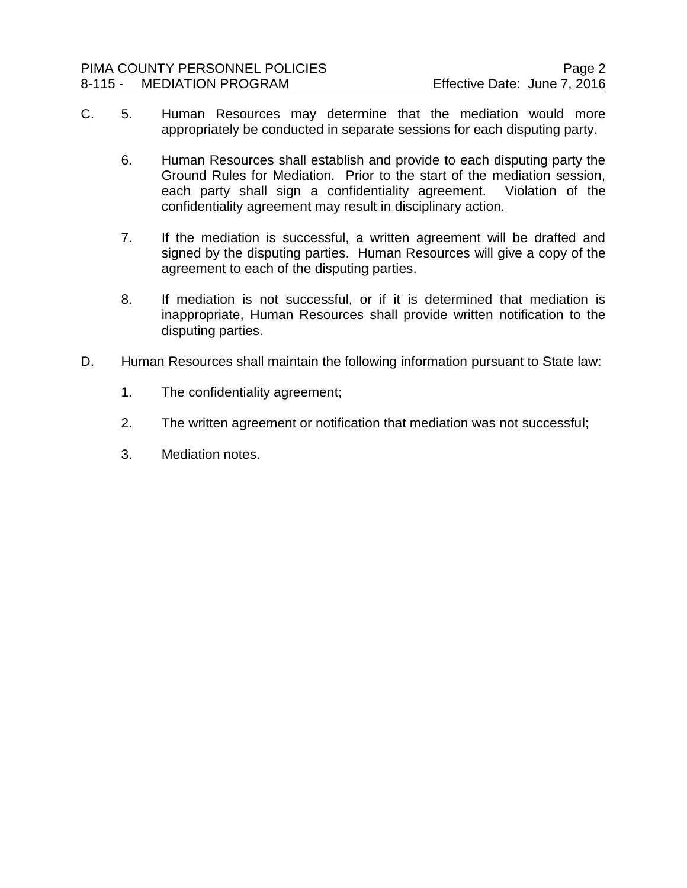C. 5. Human Resources may determine that the mediation would more appropriately be conducted in separate sessions for each disputing party.

6. Human Resources shall establish and provide to each disputing party the Ground Rules for Mediation. Prior to the start of the mediation session, each party shall sign a confidentiality agreement. Violation of the confidentiality agreement may result in disciplinary action.

7. If the mediation is successful, a written agreement will be drafted and signed by the disputing parties. Human Resources will give a copy of the agreement to each of the disputing parties.

8. If mediation is not successful, or if it is determined that mediation is inappropriate, Human Resources shall provide written notification to the disputing parties.

D. Human Resources shall maintain the following information pursuant to State law:

1. The confidentiality agreement;

2. The written agreement or notification that mediation was not successful;

3. Mediation notes.